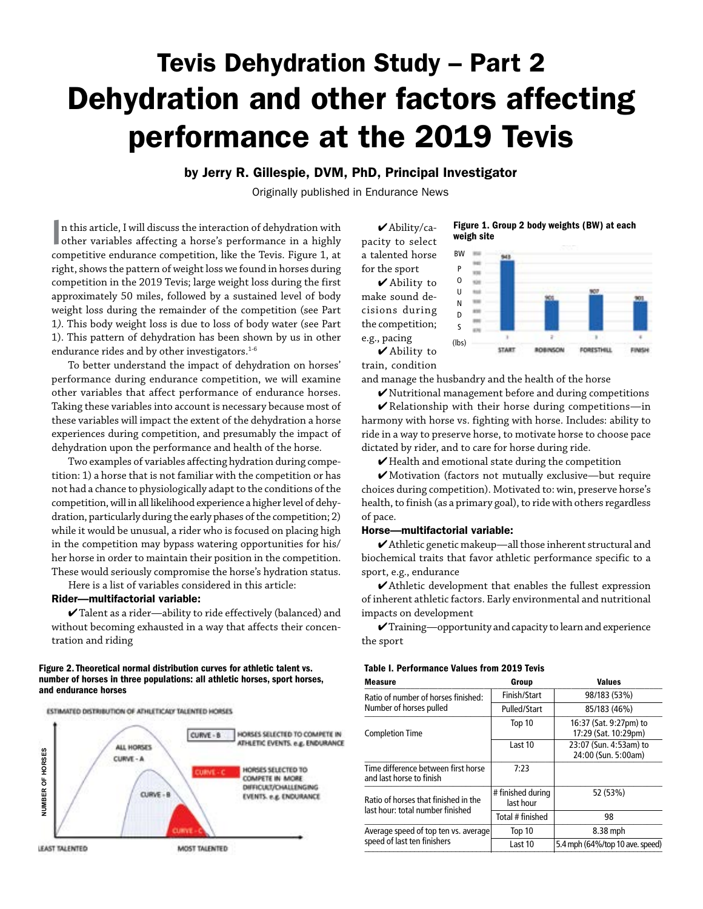# Tevis Dehydration Study – Part 2
# Dehydration and other factors affecting performance at the 2019 Tevis

**by Jerry R. Gillespie, DVM, PhD, Principal Investigator**

Originally published in Endurance News

In this article, I will discuss the interaction of dehydration with other variables affecting a horse's performance in a highly competitive endurance competition, like the Tevis. Figure 1, at right, shows the pattern of weight loss we found in horses during competition in the 2019 Tevis; large weight loss during the first approximately 50 miles, followed by a sustained level of body weight loss during the remainder of the competition (see Part 1). This body weight loss is due to loss of body water (see Part 1). This pattern of dehydration has been shown by us in other endurance rides and by other investigators.[1-6]

To better understand the impact of dehydration on horses' performance during endurance competition, we will examine other variables that affect performance of endurance horses. Taking these variables into account is necessary because most of these variables will impact the extent of the dehydration a horse experiences during competition, and presumably the impact of dehydration upon the performance and health of the horse.

Two examples of variables affecting hydration during competition: 1) a horse that is not familiar with the competition or has not had a chance to physiologically adapt to the conditions of the competition, will in all likelihood experience a higher level of dehydration, particularly during the early phases of the competition; 2) while it would be unusual, a rider who is focused on placing high in the competition may bypass watering opportunities for his/her horse in order to maintain their position in the competition. These would seriously compromise the horse's hydration status.

Here is a list of variables considered in this article:

### Rider—multifactorial variable:

✔ Talent as a rider—ability to ride effectively (balanced) and without becoming exhausted in a way that affects their concentration and riding

✔ Ability/capacity to select a talented horse for the sport

✔ Ability to make sound decisions during the competition; e.g., pacing

✔ Ability to train, condition and manage the husbandry and the health of the horse

✔ Nutritional management before and during competitions

✔ Relationship with their horse during competitions—in harmony with horse vs. fighting with horse. Includes: ability to ride in a way to preserve horse, to motivate horse to choose pace dictated by rider, and to care for horse during ride.

✔ Health and emotional state during the competition

✔ Motivation (factors not mutually exclusive—but require choices during competition). Motivated to: win, preserve horse's health, to finish (as a primary goal), to ride with others regardless of pace.

### Horse—multifactorial variable:

✔ Athletic genetic makeup—all those inherent structural and biochemical traits that favor athletic performance specific to a sport, e.g., endurance

✔ Athletic development that enables the fullest expression of inherent athletic factors. Early environmental and nutritional impacts on development

✔ Training—opportunity and capacity to learn and experience the sport

**Figure 1. Group 2 body weights (BW) at each weigh site**

**Figure 2. Theoretical normal distribution curves for athletic talent vs. number of horses in three populations: all athletic horses, sport horses, and endurance horses**

**Table I. Performance Values from 2019 Tevis**

| Measure | Group | Values |
|---|---|---|
| Ratio of number of horses finished: Number of horses pulled | Finish/Start | 98/183 (53%) |
| | Pulled/Start | 85/183 (46%) |
| Completion Time | Top 10 | 16:37 (Sat. 9:27pm) to 17:29 (Sat. 10:29pm) |
| | Last 10 | 23:07 (Sun. 4:53am) to 24:00 (Sun. 5:00am) |
| Time difference between first horse and last horse to finish | 7:23 | |
| Ratio of horses that finished in the last hour: total number finished | # finished during last hour | 52 (53%) |
| | Total # finished | 98 |
| Average speed of top ten vs. average speed of last ten finishers | Top 10 | 8.38 mph |
| | Last 10 | 5.4 mph (64%/top 10 ave. speed) |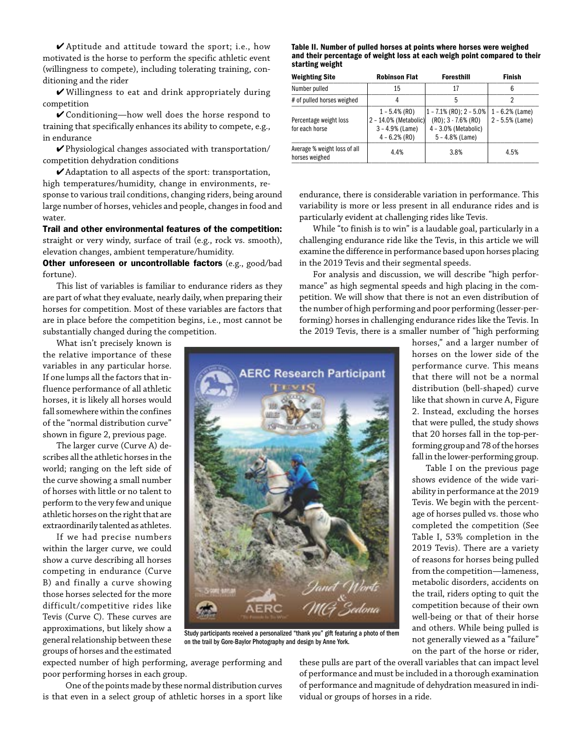✔ Aptitude and attitude toward the sport; i.e., how motivated is the horse to perform the specific athletic event (willingness to compete), including tolerating training, conditioning and the rider

✔ Willingness to eat and drink appropriately during competition

✔ Conditioning—how well does the horse respond to training that specifically enhances its ability to compete, e.g., in endurance

✔ Physiological changes associated with transportation/competition dehydration conditions

✔ Adaptation to all aspects of the sport: transportation, high temperatures/humidity, change in environments, response to various trail conditions, changing riders, being around large number of horses, vehicles and people, changes in food and water.

**Trail and other environmental features of the competition:** straight or very windy, surface of trail (e.g., rock vs. smooth), elevation changes, ambient temperature/humidity.

**Other unforeseen or uncontrollable factors** (e.g., good/bad fortune).

This list of variables is familiar to endurance riders as they are part of what they evaluate, nearly daily, when preparing their horses for competition. Most of these variables are factors that are in place before the competition begins, i.e., most cannot be substantially changed during the competition.

What isn't precisely known is the relative importance of these variables in any particular horse. If one lumps all the factors that influence performance of all athletic horses, it is likely all horses would fall somewhere within the confines of the "normal distribution curve" shown in figure 2, previous page.

The larger curve (Curve A) describes all the athletic horses in the world; ranging on the left side of the curve showing a small number of horses with little or no talent to perform to the very few and unique athletic horses on the right that are extraordinarily talented as athletes.

If we had precise numbers within the larger curve, we could show a curve describing all horses competing in endurance (Curve B) and finally a curve showing those horses selected for the more difficult/competitive rides like Tevis (Curve C). These curves are approximations, but likely show a general relationship between these groups of horses and the estimated expected number of high performing, average performing and poor performing horses in each group.

One of the points made by these normal distribution curves is that even in a select group of athletic horses in a sport like endurance, there is considerable variation in performance. This variability is more or less present in all endurance rides and is particularly evident at challenging rides like Tevis.

Study participants received a personalized "thank you" gift featuring a photo of them on the trail by Gore-Baylor Photography and design by Anne York.

**Table II. Number of pulled horses at points where horses were weighed and their percentage of weight loss at each weigh point compared to their starting weight**

| Weighting Site | Robinson Flat | Foresthill | Finish |
|---|---|---|---|
| Number pulled | 15 | 17 | 6 |
| # of pulled horses weighed | 4 | 5 | 2 |
| Percentage weight loss for each horse | 1 – 5.4% (RO) 2 – 14.0% (Metabolic) 3 – 4.9% (Lame) 4 – 6.2% (RO) | 1 – 7.1% (RO); 2 – 5.0% (RO); 3 - 7.6% (RO) 4 – 3.0% (Metabolic) 5 – 4.8% (Lame) | 1 – 6.2% (Lame) 2 – 5.5% (Lame) |
| Average % weight loss of all horses weighed | 4.4% | 3.8% | 4.5% |

While "to finish is to win" is a laudable goal, particularly in a challenging endurance ride like the Tevis, in this article we will examine the difference in performance based upon horses placing in the 2019 Tevis and their segmental speeds.

For analysis and discussion, we will describe "high performance" as high segmental speeds and high placing in the competition. We will show that there is not an even distribution of the number of high performing and poor performing (lesser-performing) horses in challenging endurance rides like the Tevis. In the 2019 Tevis, there is a smaller number of "high performing horses," and a larger number of horses on the lower side of the performance curve. This means that there will not be a normal distribution (bell-shaped) curve like that shown in curve A, Figure 2. Instead, excluding the horses that were pulled, the study shows that 20 horses fall in the top-performing group and 78 of the horses fall in the lower-performing group.

Table I on the previous page shows evidence of the wide variability in performance at the 2019 Tevis. We begin with the percentage of horses pulled vs. those who completed the competition (See Table I, 53% completion in the 2019 Tevis). There are a variety of reasons for horses being pulled from the competition—lameness, metabolic disorders, accidents on the trail, riders opting to quit the competition because of their own well-being or that of their horse and others. While being pulled is not generally viewed as a "failure" on the part of the horse or rider, these pulls are part of the overall variables that can impact level of performance and must be included in a thorough examination of performance and magnitude of dehydration measured in individual or groups of horses in a ride.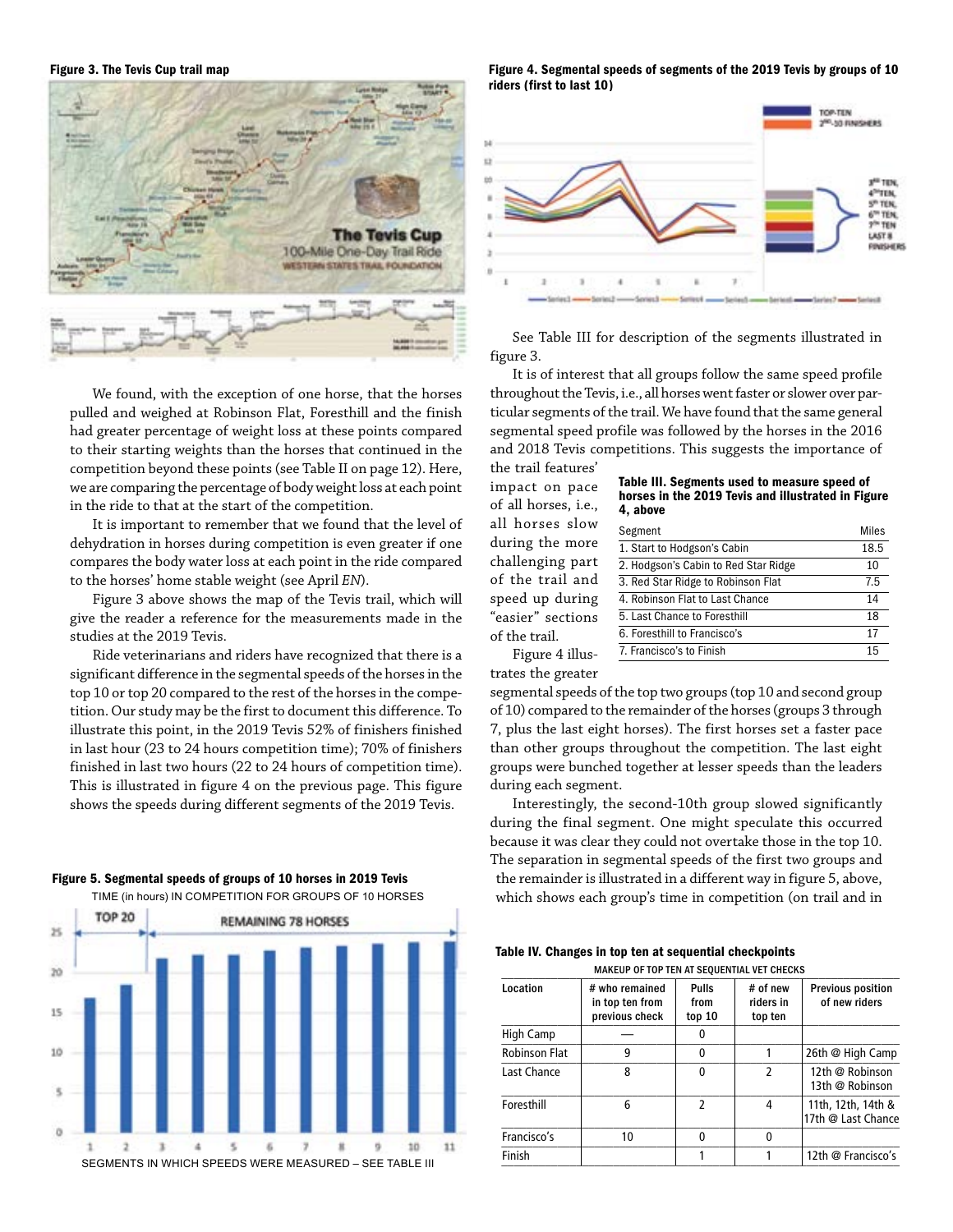**Figure 3. The Tevis Cup trail map**

We found, with the exception of one horse, that the horses pulled and weighed at Robinson Flat, Foresthill and the finish had greater percentage of weight loss at these points compared to their starting weights than the horses that continued in the competition beyond these points (see Table II on page 12). Here, we are comparing the percentage of body weight loss at each point in the ride to that at the start of the competition.

It is important to remember that we found that the level of dehydration in horses during competition is even greater if one compares the body water loss at each point in the ride compared to the horses' home stable weight (see April *EN*).

Figure 3 above shows the map of the Tevis trail, which will give the reader a reference for the measurements made in the studies at the 2019 Tevis.

Ride veterinarians and riders have recognized that there is a significant difference in the segmental speeds of the horses in the top 10 or top 20 compared to the rest of the horses in the competition. Our study may be the first to document this difference. To illustrate this point, in the 2019 Tevis 52% of finishers finished in last hour (23 to 24 hours competition time); 70% of finishers finished in last two hours (22 to 24 hours of competition time). This is illustrated in figure 4 on the previous page. This figure shows the speeds during different segments of the 2019 Tevis.

**Figure 5. Segmental speeds of groups of 10 horses in 2019 Tevis**

**Figure 4. Segmental speeds of segments of the 2019 Tevis by groups of 10 riders (first to last 10)**

See Table III for description of the segments illustrated in figure 3.

It is of interest that all groups follow the same speed profile throughout the Tevis, i.e., all horses went faster or slower over particular segments of the trail. We have found that the same general segmental speed profile was followed by the horses in the 2016 and 2018 Tevis competitions. This suggests the importance of the trail features' impact on pace of all horses, i.e., all horses slow during the more challenging part of the trail and speed up during "easier" sections of the trail.

**Table III. Segments used to measure speed of horses in the 2019 Tevis and illustrated in Figure 4, above**

| Segment | Miles |
|---|---|
| 1. Start to Hodgson's Cabin | 18.5 |
| 2. Hodgson's Cabin to Red Star Ridge | 10 |
| 3. Red Star Ridge to Robinson Flat | 7.5 |
| 4. Robinson Flat to Last Chance | 14 |
| 5. Last Chance to Foresthill | 18 |
| 6. Foresthill to Francisco's | 17 |
| 7. Francisco's to Finish | 15 |

Figure 4 illustrates the greater segmental speeds of the top two groups (top 10 and second group of 10) compared to the remainder of the horses (groups 3 through 7, plus the last eight horses). The first horses set a faster pace than other groups throughout the competition. The last eight groups were bunched together at lesser speeds than the leaders during each segment.

Interestingly, the second-10th group slowed significantly during the final segment. One might speculate this occurred because it was clear they could not overtake those in the top 10. The separation in segmental speeds of the first two groups and the remainder is illustrated in a different way in figure 5, above, which shows each group's time in competition (on trail and in

**Table IV. Changes in top ten at sequential checkpoints**

MAKEUP OF TOP TEN AT SEQUENTIAL VET CHECKS

| Location | # who remained in top ten from previous check | Pulls from top 10 | # of new riders in top ten | Previous position of new riders |
|---|---|---|---|---|
| High Camp | — | 0 | | |
| Robinson Flat | 9 | 0 | 1 | 26th @ High Camp |
| Last Chance | 8 | 0 | 2 | 12th @ Robinson<br>13th @ Robinson |
| Foresthill | 6 | 2 | 4 | 11th, 12th, 14th &<br>17th @ Last Chance |
| Francisco's | 10 | 0 | 0 | |
| Finish | | 1 | 1 | 12th @ Francisco's |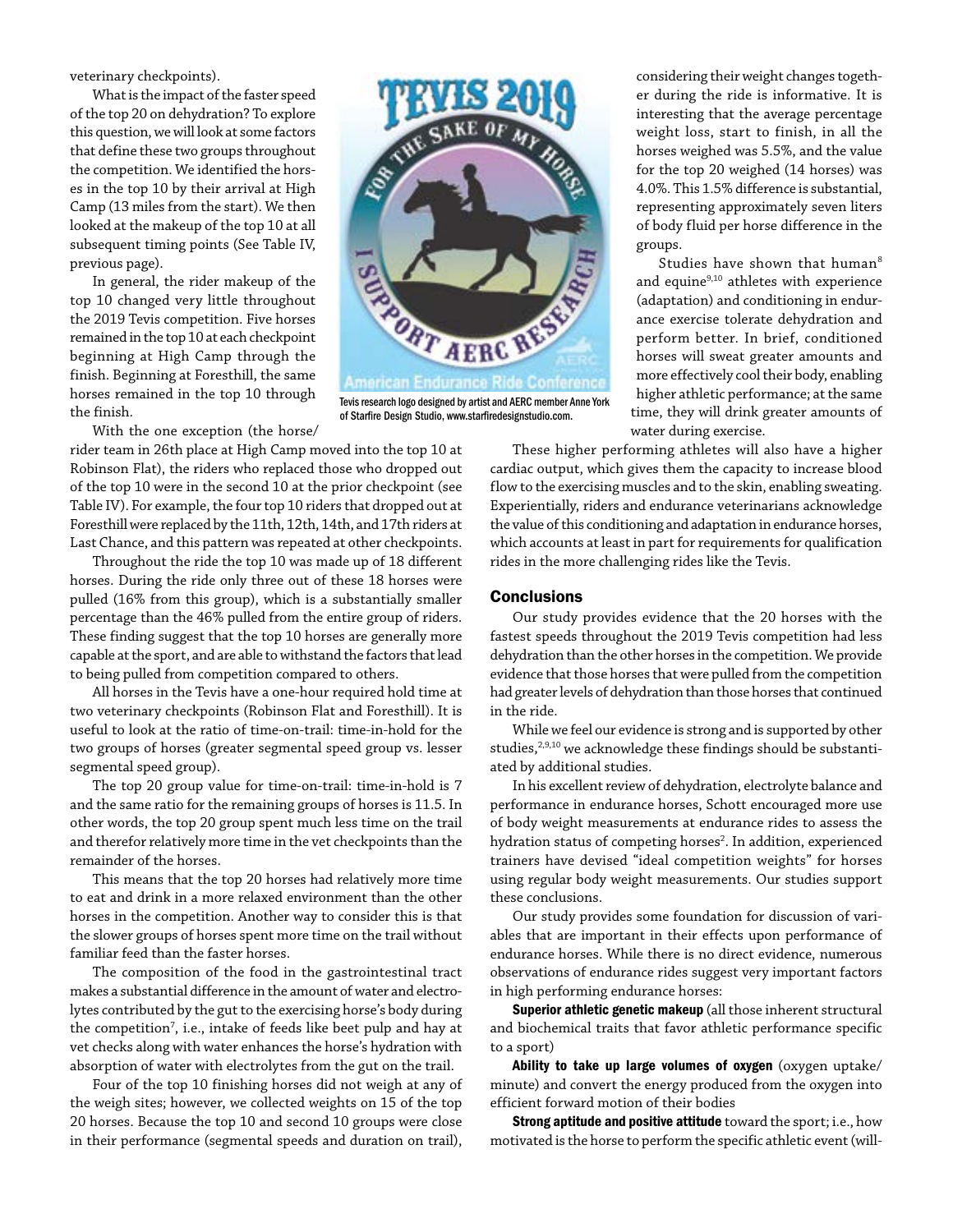veterinary checkpoints).

What is the impact of the faster speed of the top 20 on dehydration? To explore this question, we will look at some factors that define these two groups throughout the competition. We identified the horses in the top 10 by their arrival at High Camp (13 miles from the start). We then looked at the makeup of the top 10 at all subsequent timing points (See Table IV, previous page).

In general, the rider makeup of the top 10 changed very little throughout the 2019 Tevis competition. Five horses remained in the top 10 at each checkpoint beginning at High Camp through the finish. Beginning at Foresthill, the same horses remained in the top 10 through the finish.

With the one exception (the horse/rider team in 26th place at High Camp moved into the top 10 at Robinson Flat), the riders who replaced those who dropped out of the top 10 were in the second 10 at the prior checkpoint (see Table IV). For example, the four top 10 riders that dropped out at Foresthill were replaced by the 11th, 12th, 14th, and 17th riders at Last Chance, and this pattern was repeated at other checkpoints.

Throughout the ride the top 10 was made up of 18 different horses. During the ride only three out of these 18 horses were pulled (16% from this group), which is a substantially smaller percentage than the 46% pulled from the entire group of riders. These finding suggest that the top 10 horses are generally more capable at the sport, and are able to withstand the factors that lead to being pulled from competition compared to others.

All horses in the Tevis have a one-hour required hold time at two veterinary checkpoints (Robinson Flat and Foresthill). It is useful to look at the ratio of time-on-trail: time-in-hold for the two groups of horses (greater segmental speed group vs. lesser segmental speed group).

The top 20 group value for time-on-trail: time-in-hold is 7 and the same ratio for the remaining groups of horses is 11.5. In other words, the top 20 group spent much less time on the trail and therefor relatively more time in the vet checkpoints than the remainder of the horses.

This means that the top 20 horses had relatively more time to eat and drink in a more relaxed environment than the other horses in the competition. Another way to consider this is that the slower groups of horses spent more time on the trail without familiar feed than the faster horses.

The composition of the food in the gastrointestinal tract makes a substantial difference in the amount of water and electrolytes contributed by the gut to the exercising horse's body during the competition[7], i.e., intake of feeds like beet pulp and hay at vet checks along with water enhances the horse's hydration with absorption of water with electrolytes from the gut on the trail.

Four of the top 10 finishing horses did not weigh at any of the weigh sites; however, we collected weights on 15 of the top 20 horses. Because the top 10 and second 10 groups were close in their performance (segmental speeds and duration on trail), considering their weight changes together during the ride is informative. It is interesting that the average percentage weight loss, start to finish, in all the horses weighed was 5.5%, and the value for the top 20 weighed (14 horses) was 4.0%. This 1.5% difference is substantial, representing approximately seven liters of body fluid per horse difference in the groups.

Studies have shown that human[8] and equine[9,10] athletes with experience (adaptation) and conditioning in endurance exercise tolerate dehydration and perform better. In brief, conditioned horses will sweat greater amounts and more effectively cool their body, enabling higher athletic performance; at the same time, they will drink greater amounts of water during exercise.

These higher performing athletes will also have a higher cardiac output, which gives them the capacity to increase blood flow to the exercising muscles and to the skin, enabling sweating. Experientially, riders and endurance veterinarians acknowledge the value of this conditioning and adaptation in endurance horses, which accounts at least in part for requirements for qualification rides in the more challenging rides like the Tevis.

Tevis research logo designed by artist and AERC member Anne York of Starfire Design Studio, www.starfiredesignstudio.com.

## Conclusions

Our study provides evidence that the 20 horses with the fastest speeds throughout the 2019 Tevis competition had less dehydration than the other horses in the competition. We provide evidence that those horses that were pulled from the competition had greater levels of dehydration than those horses that continued in the ride.

While we feel our evidence is strong and is supported by other studies,[2,9,10] we acknowledge these findings should be substantiated by additional studies.

In his excellent review of dehydration, electrolyte balance and performance in endurance horses, Schott encouraged more use of body weight measurements at endurance rides to assess the hydration status of competing horses[2]. In addition, experienced trainers have devised "ideal competition weights" for horses using regular body weight measurements. Our studies support these conclusions.

Our study provides some foundation for discussion of variables that are important in their effects upon performance of endurance horses. While there is no direct evidence, numerous observations of endurance rides suggest very important factors in high performing endurance horses:

**Superior athletic genetic makeup** (all those inherent structural and biochemical traits that favor athletic performance specific to a sport)

**Ability to take up large volumes of oxygen** (oxygen uptake/minute) and convert the energy produced from the oxygen into efficient forward motion of their bodies

**Strong aptitude and positive attitude** toward the sport; i.e., how motivated is the horse to perform the specific athletic event (will-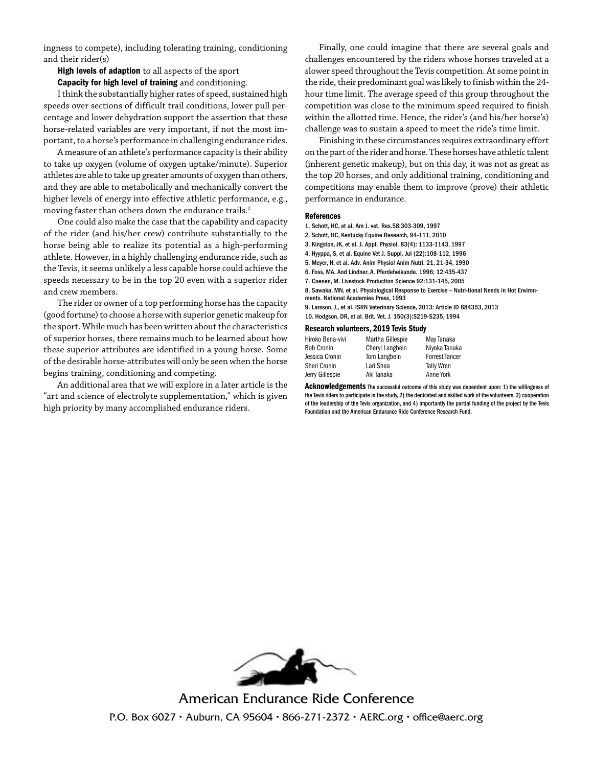ingness to compete), including tolerating training, conditioning and their rider(s)

**High levels of adaption** to all aspects of the sport

**Capacity for high level of training** and conditioning.

I think the substantially higher rates of speed, sustained high speeds over sections of difficult trail conditions, lower pull percentage and lower dehydration support the assertion that these horse-related variables are very important, if not the most important, to a horse's performance in challenging endurance rides.

A measure of an athlete's performance capacity is their ability to take up oxygen (volume of oxygen uptake/minute). Superior athletes are able to take up greater amounts of oxygen than others, and they are able to metabolically and mechanically convert the higher levels of energy into effective athletic performance, e.g., moving faster than others down the endurance trails.[2]

One could also make the case that the capability and capacity of the rider (and his/her crew) contribute substantially to the horse being able to realize its potential as a high-performing athlete. However, in a highly challenging endurance ride, such as the Tevis, it seems unlikely a less capable horse could achieve the speeds necessary to be in the top 20 even with a superior rider and crew members.

The rider or owner of a top performing horse has the capacity (good fortune) to choose a horse with superior genetic makeup for the sport. While much has been written about the characteristics of superior horses, there remains much to be learned about how these superior attributes are identified in a young horse. Some of the desirable horse-attributes will only be seen when the horse begins training, conditioning and competing.

An additional area that we will explore in a later article is the "art and science of electrolyte supplementation," which is given high priority by many accomplished endurance riders.

Finally, one could imagine that there are several goals and challenges encountered by the riders whose horses traveled at a slower speed throughout the Tevis competition. At some point in the ride, their predominant goal was likely to finish within the 24-hour time limit. The average speed of this group throughout the competition was close to the minimum speed required to finish within the allotted time. Hence, the rider's (and his/her horse's) challenge was to sustain a speed to meet the ride's time limit.

Finishing in these circumstances requires extraordinary effort on the part of the rider and horse. These horses have athletic talent (inherent genetic makeup), but on this day, it was not as great as the top 20 horses, and only additional training, conditioning and competitions may enable them to improve (prove) their athletic performance in endurance.

### References

1. Schott, HC, et al. Am J. vet. Res.58:303-309, 1997
2. Schott, HC, Kentucky Equine Research, 94-111, 2010
3. Kingston, JK, et al. J. Appl. Physiol. 83(4): 1133-1143, 1997
4. Hyyppa, S, et al. Equine Vet J. Suppl. Jul (22):108-112, 1996
5. Meyer, H, et al. Adv. Anim Physiol Anim Nutri. 21, 21-34, 1990
6. Foss, MA. And Lindner, A. Pferdeheikunde. 1996; 12:435-437
7. Coenen, M. Livestock Production Science 92:131-145, 2005
8. Sawaka, MN, et al. Physiological Response to Exercise – Nutri-tional Needs in Hot Environments. National Academies Press, 1993
9. Larsson, J., et al. ISRN Veterinary Science, 2013: Article ID 684353, 2013
10. Hodgson, DR, et al. Brit. Vet. J. 150(3):S219-S235, 1994

### Research volunteers, 2019 Tevis Study

| | | |
|---|---|---|
| Hiroko Bena-vivi | Martha Gillespie | May Tanaka |
| Bob Cronin | Cheryl Langbein | Niyoka Tanaka |
| Jessica Cronin | Tom Langbein | Forrest Tancer |
| Sheri Cronin | Lari Shea | Tally Wren |
| Jerry Gillespie | Aki Tanaka | Anne York |

**Acknowledgements** The successful outcome of this study was dependent upon: 1) the willingness of the Tevis riders to participate in the study, 2) the dedicated and skilled work of the volunteers, 3) cooperation of the leadership of the Tevis organization, and 4) importantly the partial funding of the project by the Tevis Foundation and the American Endurance Ride Conference Research Fund.

American Endurance Ride Conference

P.O. Box 6027 • Auburn, CA 95604 • 866-271-2372 • AERC.org • office@aerc.org